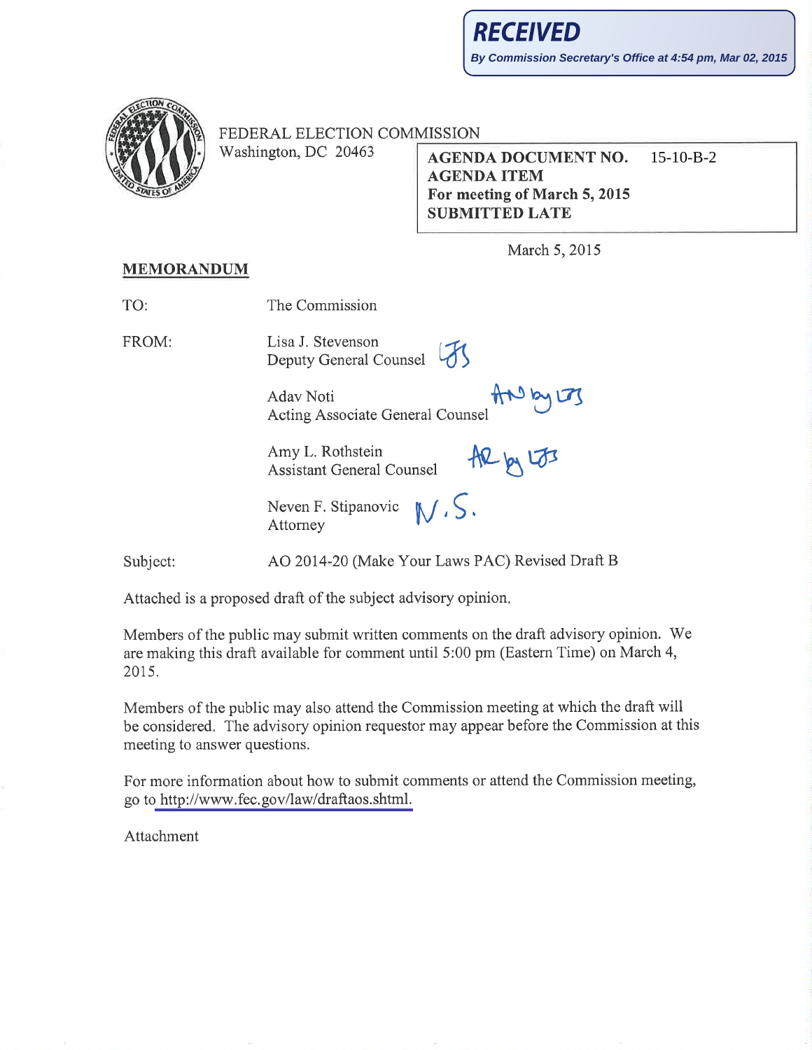**RECEIVED**

**By Commission Secretary's Office at 4:54 pm, Mar 02, 2015**

FEDERAL ELECTION COMMISSION
Washington, DC 20463

**AGENDA DOCUMENT NO.** 15-10-B-2
**AGENDA ITEM**
**For meeting of March 5, 2015**
**SUBMITTED LATE**

March 5, 2015

**MEMORANDUM**

TO: The Commission

FROM: Lisa J. Stevenson
Deputy General Counsel LJS

Adav Noti
Acting Associate General Counsel AN by LJS

Amy L. Rothstein
Assistant General Counsel AR by LJS

Neven F. Stipanovic
Attorney N.S.

Subject: AO 2014-20 (Make Your Laws PAC) Revised Draft B

Attached is a proposed draft of the subject advisory opinion.

Members of the public may submit written comments on the draft advisory opinion. We are making this draft available for comment until 5:00 pm (Eastern Time) on March 4, 2015.

Members of the public may also attend the Commission meeting at which the draft will be considered. The advisory opinion requestor may appear before the Commission at this meeting to answer questions.

For more information about how to submit comments or attend the Commission meeting, go to http://www.fec.gov/law/draftaos.shtml.

Attachment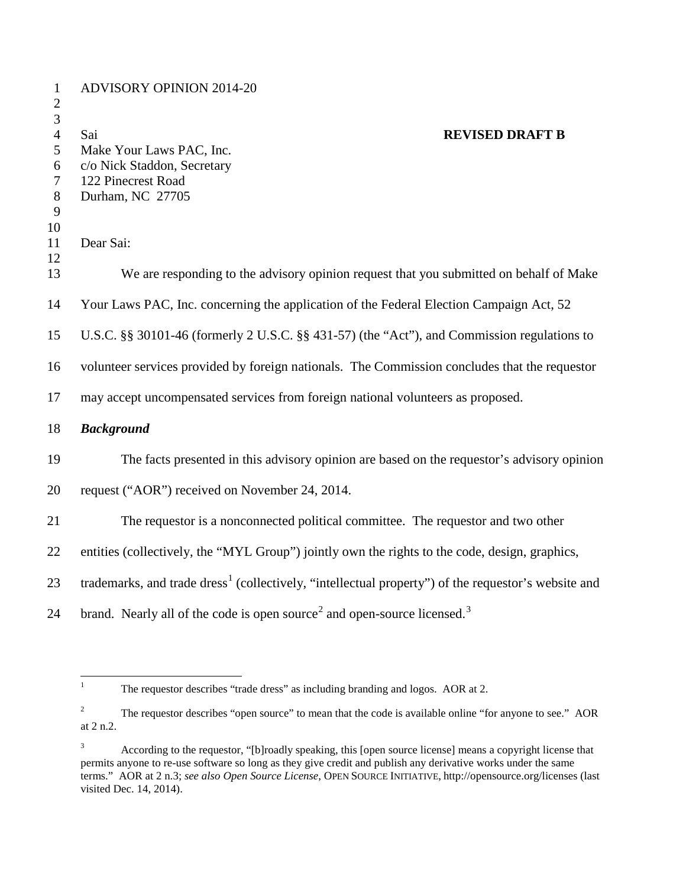ADVISORY OPINION 2014-20

Sai **REVISED DRAFT B**
Make Your Laws PAC, Inc.
c/o Nick Staddon, Secretary
122 Pinecrest Road
Durham, NC 27705

Dear Sai:

We are responding to the advisory opinion request that you submitted on behalf of Make Your Laws PAC, Inc. concerning the application of the Federal Election Campaign Act, 52 U.S.C. §§ 30101-46 (formerly 2 U.S.C. §§ 431-57) (the "Act"), and Commission regulations to volunteer services provided by foreign nationals. The Commission concludes that the requestor may accept uncompensated services from foreign national volunteers as proposed.

***Background***

The facts presented in this advisory opinion are based on the requestor's advisory opinion request ("AOR") received on November 24, 2014.

The requestor is a nonconnected political committee. The requestor and two other entities (collectively, the "MYL Group") jointly own the rights to the code, design, graphics, trademarks, and trade dress[1] (collectively, "intellectual property") of the requestor's website and brand. Nearly all of the code is open source[2] and open-source licensed.[3]

---

[1] The requestor describes "trade dress" as including branding and logos. AOR at 2.

[2] The requestor describes "open source" to mean that the code is available online "for anyone to see." AOR at 2 n.2.

[3] According to the requestor, "[b]roadly speaking, this [open source license] means a copyright license that permits anyone to re-use software so long as they give credit and publish any derivative works under the same terms." AOR at 2 n.3; *see also Open Source License*, OPEN SOURCE INITIATIVE, http://opensource.org/licenses (last visited Dec. 14, 2014).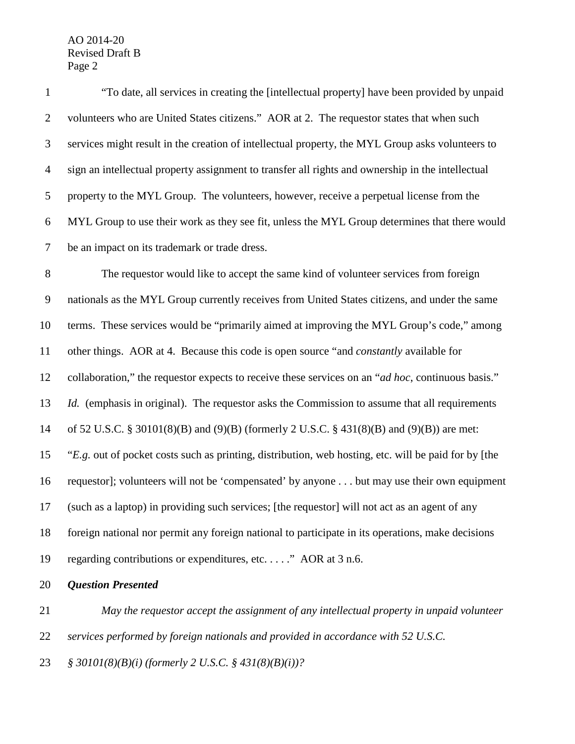"To date, all services in creating the [intellectual property] have been provided by unpaid volunteers who are United States citizens." AOR at 2. The requestor states that when such services might result in the creation of intellectual property, the MYL Group asks volunteers to sign an intellectual property assignment to transfer all rights and ownership in the intellectual property to the MYL Group. The volunteers, however, receive a perpetual license from the MYL Group to use their work as they see fit, unless the MYL Group determines that there would be an impact on its trademark or trade dress.

The requestor would like to accept the same kind of volunteer services from foreign nationals as the MYL Group currently receives from United States citizens, and under the same terms. These services would be "primarily aimed at improving the MYL Group's code," among other things. AOR at 4. Because this code is open source "and *constantly* available for collaboration," the requestor expects to receive these services on an "*ad hoc*, continuous basis." *Id.* (emphasis in original). The requestor asks the Commission to assume that all requirements of 52 U.S.C. § 30101(8)(B) and (9)(B) (formerly 2 U.S.C. § 431(8)(B) and (9)(B)) are met: "*E.g.* out of pocket costs such as printing, distribution, web hosting, etc. will be paid for by [the requestor]; volunteers will not be 'compensated' by anyone . . . but may use their own equipment (such as a laptop) in providing such services; [the requestor] will not act as an agent of any foreign national nor permit any foreign national to participate in its operations, make decisions regarding contributions or expenditures, etc. . . . ." AOR at 3 n.6.

***Question Presented***

*May the requestor accept the assignment of any intellectual property in unpaid volunteer services performed by foreign nationals and provided in accordance with 52 U.S.C. § 30101(8)(B)(i) (formerly 2 U.S.C. § 431(8)(B)(i))?*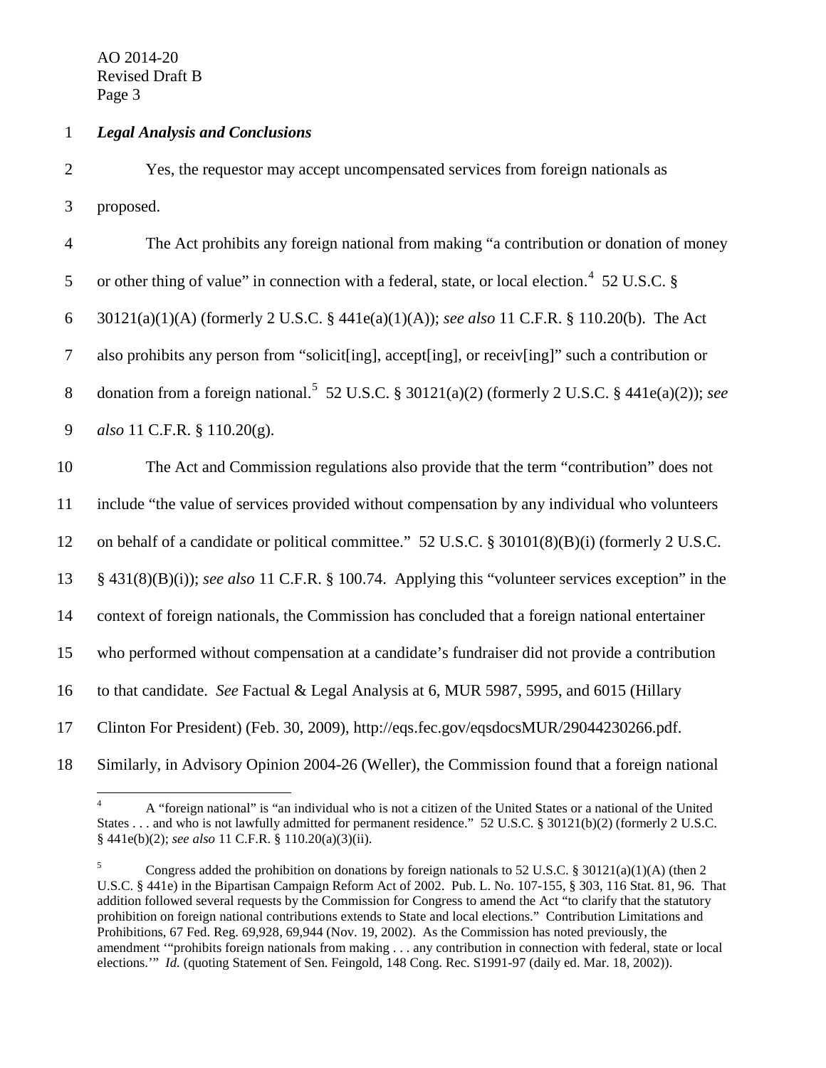***Legal Analysis and Conclusions***

Yes, the requestor may accept uncompensated services from foreign nationals as proposed.

The Act prohibits any foreign national from making "a contribution or donation of money or other thing of value" in connection with a federal, state, or local election.[4] 52 U.S.C. § 30121(a)(1)(A) (formerly 2 U.S.C. § 441e(a)(1)(A)); *see also* 11 C.F.R. § 110.20(b). The Act also prohibits any person from "solicit[ing], accept[ing], or receiv[ing]" such a contribution or donation from a foreign national.[5] 52 U.S.C. § 30121(a)(2) (formerly 2 U.S.C. § 441e(a)(2)); *see also* 11 C.F.R. § 110.20(g).

The Act and Commission regulations also provide that the term "contribution" does not include "the value of services provided without compensation by any individual who volunteers on behalf of a candidate or political committee." 52 U.S.C. § 30101(8)(B)(i) (formerly 2 U.S.C. § 431(8)(B)(i)); *see also* 11 C.F.R. § 100.74. Applying this "volunteer services exception" in the context of foreign nationals, the Commission has concluded that a foreign national entertainer who performed without compensation at a candidate's fundraiser did not provide a contribution to that candidate. *See* Factual & Legal Analysis at 6, MUR 5987, 5995, and 6015 (Hillary Clinton For President) (Feb. 30, 2009), http://eqs.fec.gov/eqsdocsMUR/29044230266.pdf. Similarly, in Advisory Opinion 2004-26 (Weller), the Commission found that a foreign national

---

[4] A "foreign national" is "an individual who is not a citizen of the United States or a national of the United States . . . and who is not lawfully admitted for permanent residence." 52 U.S.C. § 30121(b)(2) (formerly 2 U.S.C. § 441e(b)(2); *see also* 11 C.F.R. § 110.20(a)(3)(ii).

[5] Congress added the prohibition on donations by foreign nationals to 52 U.S.C. § 30121(a)(1)(A) (then 2 U.S.C. § 441e) in the Bipartisan Campaign Reform Act of 2002. Pub. L. No. 107-155, § 303, 116 Stat. 81, 96. That addition followed several requests by the Commission for Congress to amend the Act "to clarify that the statutory prohibition on foreign national contributions extends to State and local elections." Contribution Limitations and Prohibitions, 67 Fed. Reg. 69,928, 69,944 (Nov. 19, 2002). As the Commission has noted previously, the amendment '"prohibits foreign nationals from making . . . any contribution in connection with federal, state or local elections.'" *Id.* (quoting Statement of Sen. Feingold, 148 Cong. Rec. S1991-97 (daily ed. Mar. 18, 2002)).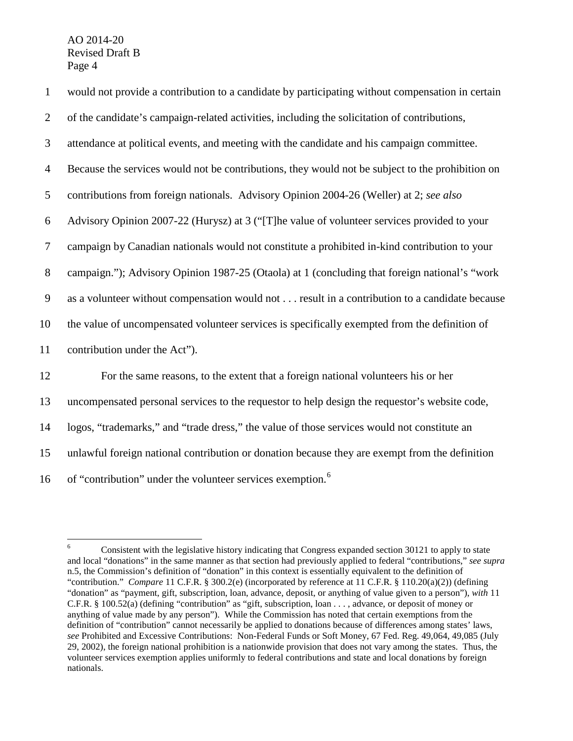would not provide a contribution to a candidate by participating without compensation in certain of the candidate's campaign-related activities, including the solicitation of contributions, attendance at political events, and meeting with the candidate and his campaign committee. Because the services would not be contributions, they would not be subject to the prohibition on contributions from foreign nationals. Advisory Opinion 2004-26 (Weller) at 2; *see also* Advisory Opinion 2007-22 (Hurysz) at 3 ("[T]he value of volunteer services provided to your campaign by Canadian nationals would not constitute a prohibited in-kind contribution to your campaign."); Advisory Opinion 1987-25 (Otaola) at 1 (concluding that foreign national's "work as a volunteer without compensation would not . . . result in a contribution to a candidate because the value of uncompensated volunteer services is specifically exempted from the definition of contribution under the Act").

For the same reasons, to the extent that a foreign national volunteers his or her uncompensated personal services to the requestor to help design the requestor's website code, logos, "trademarks," and "trade dress," the value of those services would not constitute an unlawful foreign national contribution or donation because they are exempt from the definition of "contribution" under the volunteer services exemption.[6]

---

[6] Consistent with the legislative history indicating that Congress expanded section 30121 to apply to state and local "donations" in the same manner as that section had previously applied to federal "contributions," *see supra* n.5, the Commission's definition of "donation" in this context is essentially equivalent to the definition of "contribution." *Compare* 11 C.F.R. § 300.2(e) (incorporated by reference at 11 C.F.R. § 110.20(a)(2)) (defining "donation" as "payment, gift, subscription, loan, advance, deposit, or anything of value given to a person"), *with* 11 C.F.R. § 100.52(a) (defining "contribution" as "gift, subscription, loan . . . , advance, or deposit of money or anything of value made by any person"). While the Commission has noted that certain exemptions from the definition of "contribution" cannot necessarily be applied to donations because of differences among states' laws, *see* Prohibited and Excessive Contributions: Non-Federal Funds or Soft Money, 67 Fed. Reg. 49,064, 49,085 (July 29, 2002), the foreign national prohibition is a nationwide provision that does not vary among the states. Thus, the volunteer services exemption applies uniformly to federal contributions and state and local donations by foreign nationals.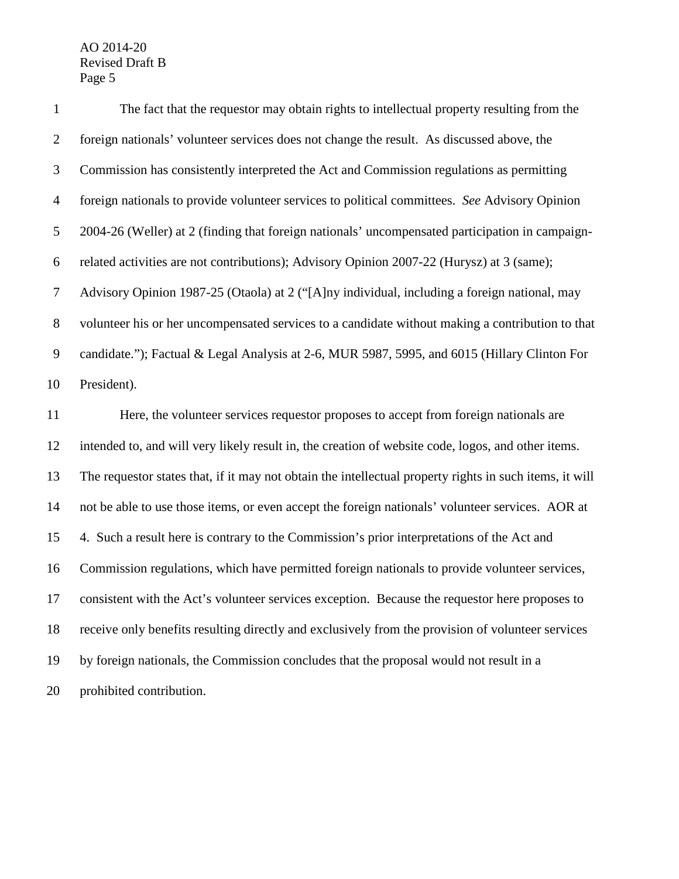The fact that the requestor may obtain rights to intellectual property resulting from the foreign nationals' volunteer services does not change the result. As discussed above, the Commission has consistently interpreted the Act and Commission regulations as permitting foreign nationals to provide volunteer services to political committees. *See* Advisory Opinion 2004-26 (Weller) at 2 (finding that foreign nationals' uncompensated participation in campaign-related activities are not contributions); Advisory Opinion 2007-22 (Hurysz) at 3 (same); Advisory Opinion 1987-25 (Otaola) at 2 ("[A]ny individual, including a foreign national, may volunteer his or her uncompensated services to a candidate without making a contribution to that candidate."); Factual & Legal Analysis at 2-6, MUR 5987, 5995, and 6015 (Hillary Clinton For President).

Here, the volunteer services requestor proposes to accept from foreign nationals are intended to, and will very likely result in, the creation of website code, logos, and other items. The requestor states that, if it may not obtain the intellectual property rights in such items, it will not be able to use those items, or even accept the foreign nationals' volunteer services. AOR at 4. Such a result here is contrary to the Commission's prior interpretations of the Act and Commission regulations, which have permitted foreign nationals to provide volunteer services, consistent with the Act's volunteer services exception. Because the requestor here proposes to receive only benefits resulting directly and exclusively from the provision of volunteer services by foreign nationals, the Commission concludes that the proposal would not result in a prohibited contribution.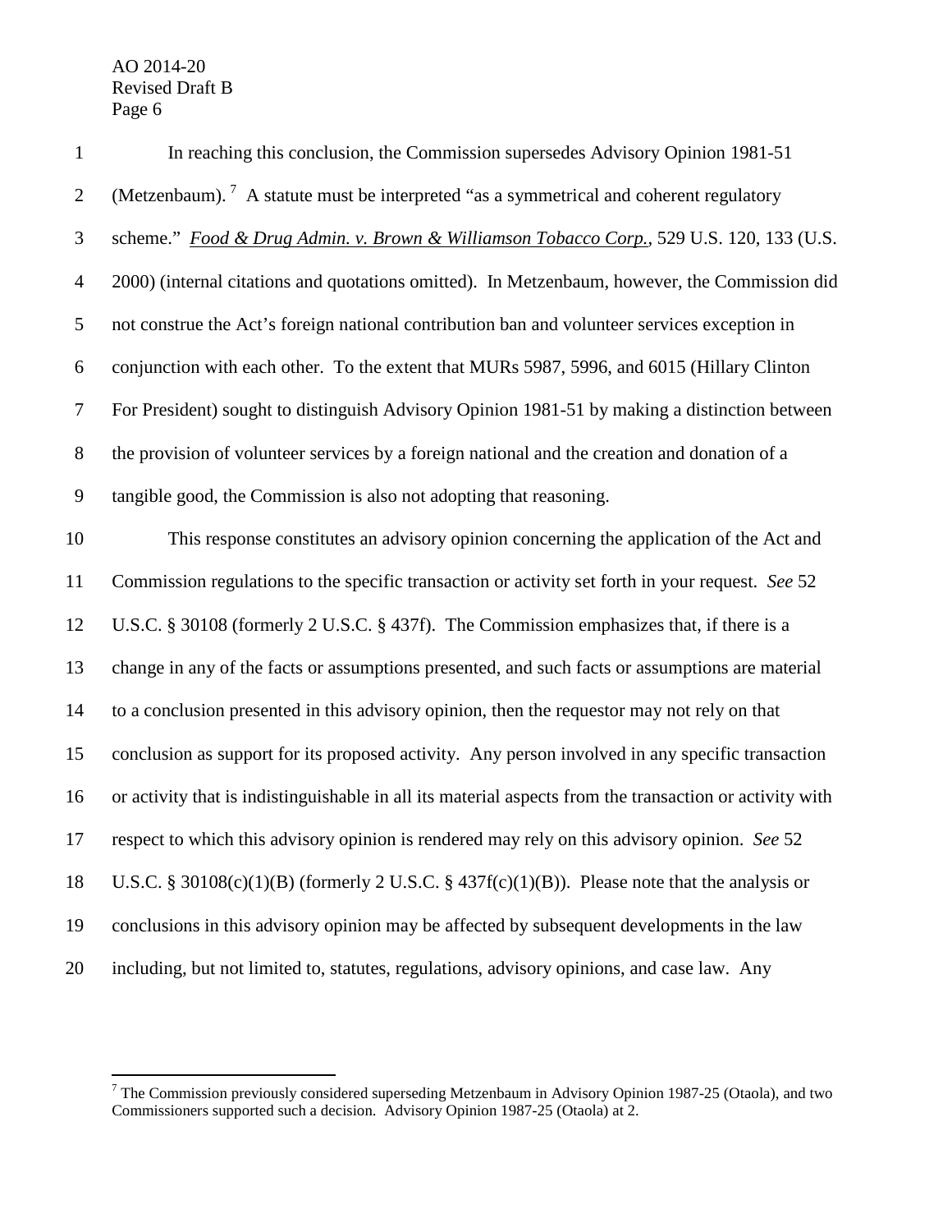In reaching this conclusion, the Commission supersedes Advisory Opinion 1981-51 (Metzenbaum).[7] A statute must be interpreted "as a symmetrical and coherent regulatory scheme." *Food & Drug Admin. v. Brown & Williamson Tobacco Corp.*, 529 U.S. 120, 133 (U.S. 2000) (internal citations and quotations omitted). In Metzenbaum, however, the Commission did not construe the Act's foreign national contribution ban and volunteer services exception in conjunction with each other. To the extent that MURs 5987, 5996, and 6015 (Hillary Clinton For President) sought to distinguish Advisory Opinion 1981-51 by making a distinction between the provision of volunteer services by a foreign national and the creation and donation of a tangible good, the Commission is also not adopting that reasoning.

This response constitutes an advisory opinion concerning the application of the Act and Commission regulations to the specific transaction or activity set forth in your request. *See* 52 U.S.C. § 30108 (formerly 2 U.S.C. § 437f). The Commission emphasizes that, if there is a change in any of the facts or assumptions presented, and such facts or assumptions are material to a conclusion presented in this advisory opinion, then the requestor may not rely on that conclusion as support for its proposed activity. Any person involved in any specific transaction or activity that is indistinguishable in all its material aspects from the transaction or activity with respect to which this advisory opinion is rendered may rely on this advisory opinion. *See* 52 U.S.C. § 30108(c)(1)(B) (formerly 2 U.S.C. § 437f(c)(1)(B)). Please note that the analysis or conclusions in this advisory opinion may be affected by subsequent developments in the law including, but not limited to, statutes, regulations, advisory opinions, and case law. Any

---

[7] The Commission previously considered superseding Metzenbaum in Advisory Opinion 1987-25 (Otaola), and two Commissioners supported such a decision. Advisory Opinion 1987-25 (Otaola) at 2.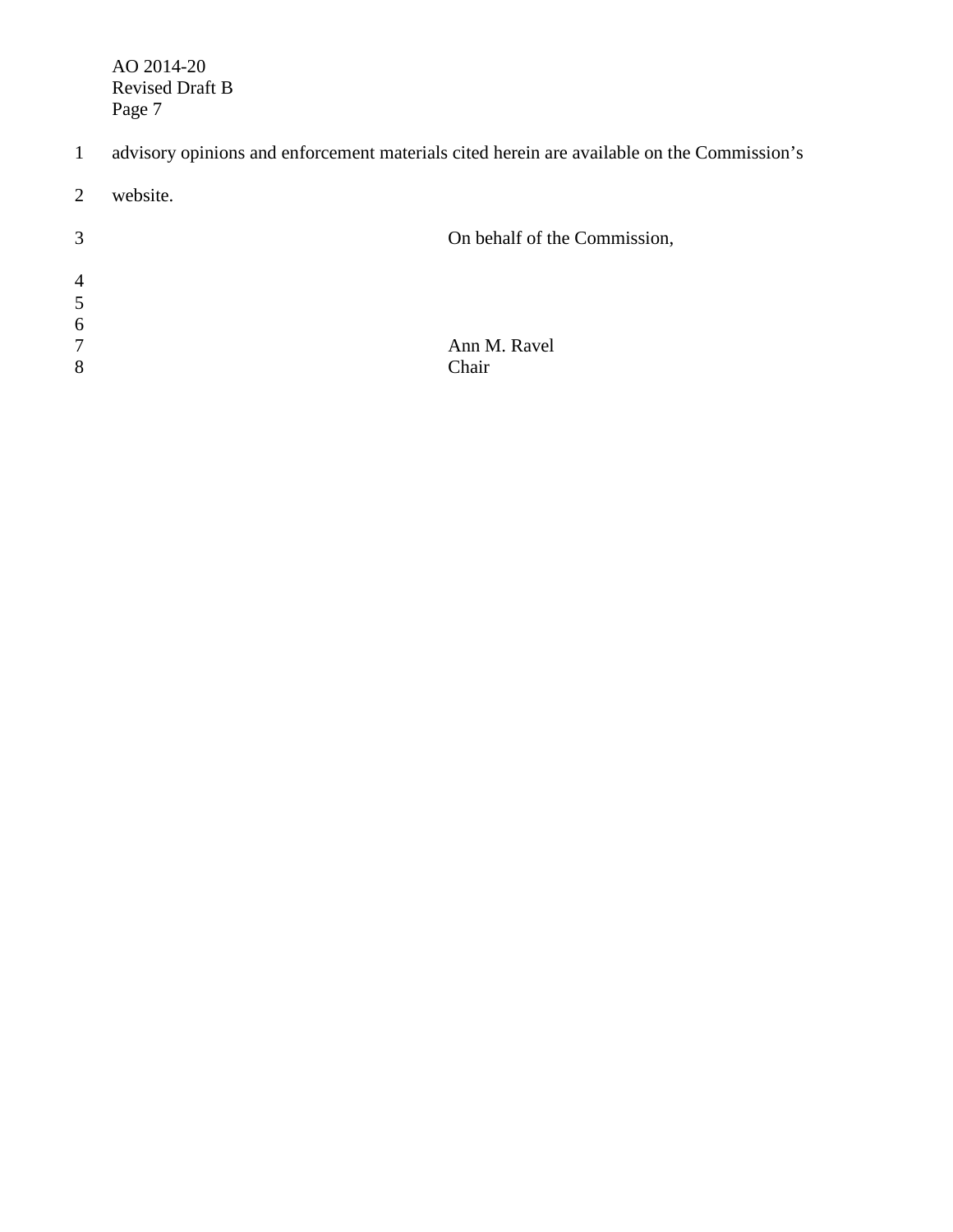advisory opinions and enforcement materials cited herein are available on the Commission's website.

On behalf of the Commission,

Ann M. Ravel
Chair